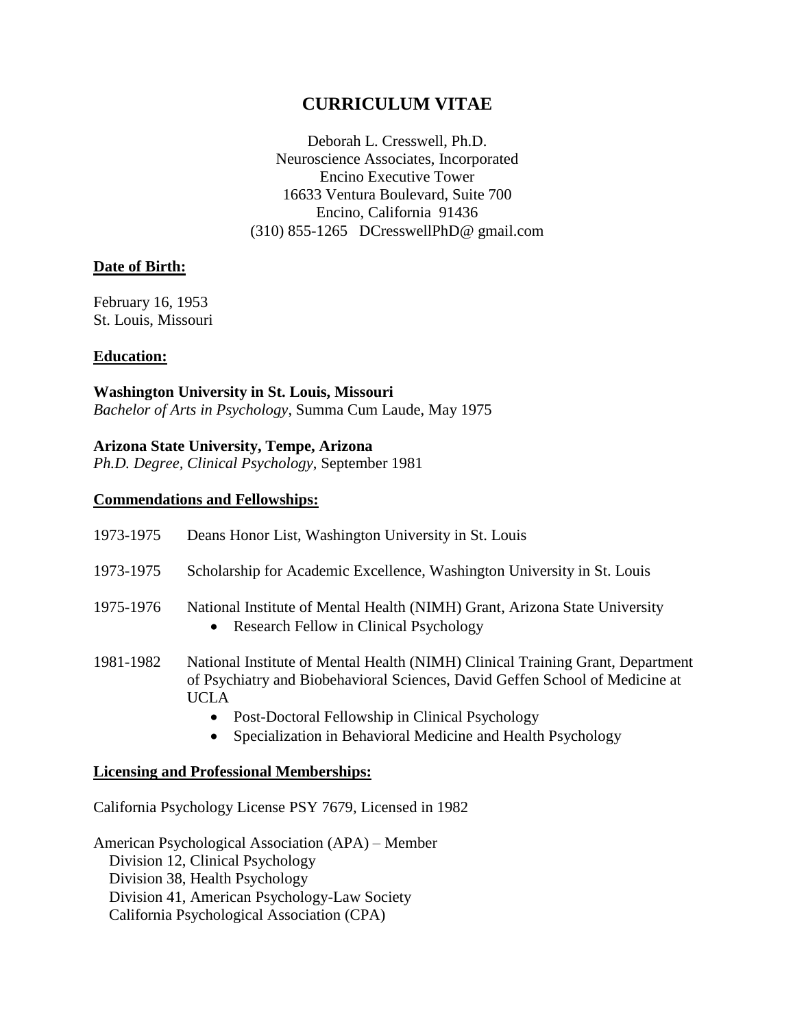# CURRICULUM VITAE

Deborah L. Cresswell, Ph.D.
Neuroscience Associates, Incorporated
Encino Executive Tower
16633 Ventura Boulevard, Suite 700
Encino, California 91436
(310) 855-1265 DCresswellPhD@ gmail.com

## Date of Birth:

February 16, 1953
St. Louis, Missouri

## Education:

**Washington University in St. Louis, Missouri**
*Bachelor of Arts in Psychology*, Summa Cum Laude, May 1975

**Arizona State University, Tempe, Arizona**
*Ph.D. Degree, Clinical Psychology*, September 1981

## Commendations and Fellowships:

1973-1975 Deans Honor List, Washington University in St. Louis

1973-1975 Scholarship for Academic Excellence, Washington University in St. Louis

1975-1976 National Institute of Mental Health (NIMH) Grant, Arizona State University
- Research Fellow in Clinical Psychology

1981-1982 National Institute of Mental Health (NIMH) Clinical Training Grant, Department of Psychiatry and Biobehavioral Sciences, David Geffen School of Medicine at UCLA
- Post-Doctoral Fellowship in Clinical Psychology
- Specialization in Behavioral Medicine and Health Psychology

## Licensing and Professional Memberships:

California Psychology License PSY 7679, Licensed in 1982

American Psychological Association (APA) – Member
Division 12, Clinical Psychology
Division 38, Health Psychology
Division 41, American Psychology-Law Society
California Psychological Association (CPA)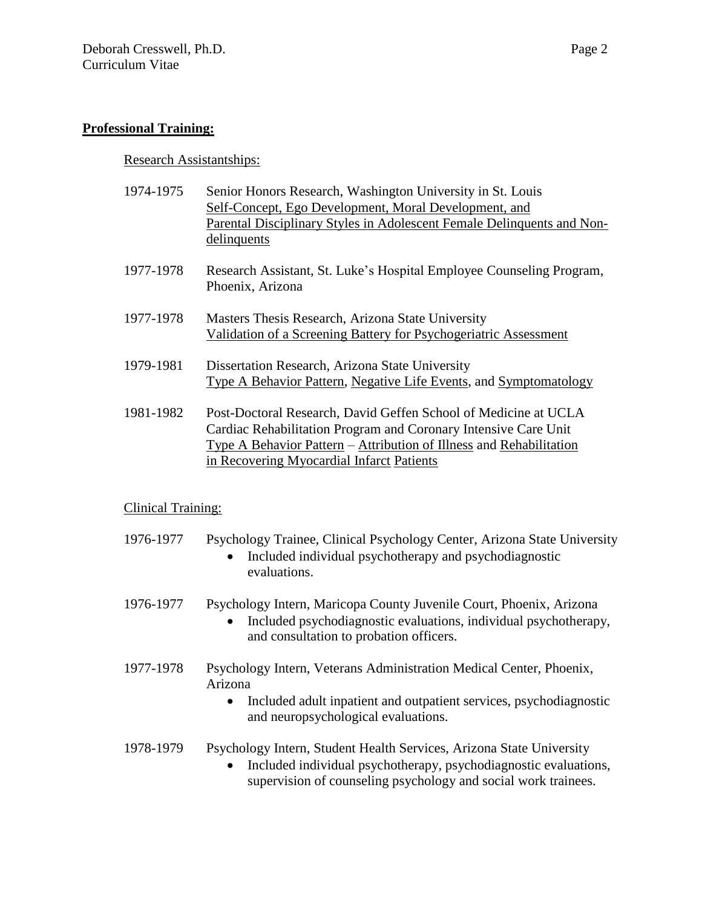## **Professional Training:**

### Research Assistantships:

1974-1975 Senior Honors Research, Washington University in St. Louis
Self-Concept, Ego Development, Moral Development, and Parental Disciplinary Styles in Adolescent Female Delinquents and Non-delinquents

1977-1978 Research Assistant, St. Luke's Hospital Employee Counseling Program, Phoenix, Arizona

1977-1978 Masters Thesis Research, Arizona State University
Validation of a Screening Battery for Psychogeriatric Assessment

1979-1981 Dissertation Research, Arizona State University
Type A Behavior Pattern, Negative Life Events, and Symptomatology

1981-1982 Post-Doctoral Research, David Geffen School of Medicine at UCLA
Cardiac Rehabilitation Program and Coronary Intensive Care Unit
Type A Behavior Pattern – Attribution of Illness and Rehabilitation in Recovering Myocardial Infarct Patients

### Clinical Training:

1976-1977 Psychology Trainee, Clinical Psychology Center, Arizona State University
- Included individual psychotherapy and psychodiagnostic evaluations.

1976-1977 Psychology Intern, Maricopa County Juvenile Court, Phoenix, Arizona
- Included psychodiagnostic evaluations, individual psychotherapy, and consultation to probation officers.

1977-1978 Psychology Intern, Veterans Administration Medical Center, Phoenix, Arizona
- Included adult inpatient and outpatient services, psychodiagnostic and neuropsychological evaluations.

1978-1979 Psychology Intern, Student Health Services, Arizona State University
- Included individual psychotherapy, psychodiagnostic evaluations, supervision of counseling psychology and social work trainees.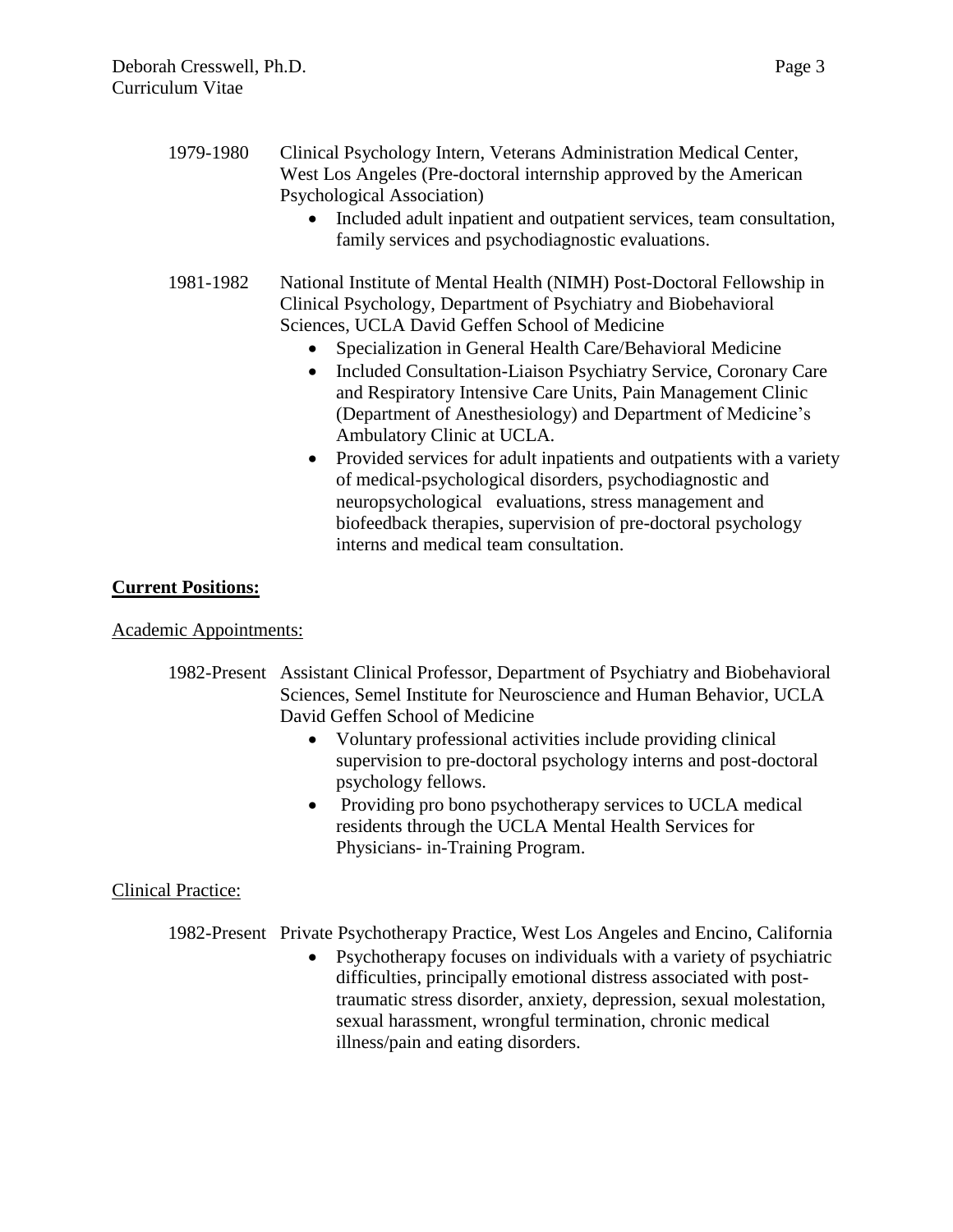1979-1980 Clinical Psychology Intern, Veterans Administration Medical Center, West Los Angeles (Pre-doctoral internship approved by the American Psychological Association)

- Included adult inpatient and outpatient services, team consultation, family services and psychodiagnostic evaluations.

1981-1982 National Institute of Mental Health (NIMH) Post-Doctoral Fellowship in Clinical Psychology, Department of Psychiatry and Biobehavioral Sciences, UCLA David Geffen School of Medicine

- Specialization in General Health Care/Behavioral Medicine
- Included Consultation-Liaison Psychiatry Service, Coronary Care and Respiratory Intensive Care Units, Pain Management Clinic (Department of Anesthesiology) and Department of Medicine's Ambulatory Clinic at UCLA.
- Provided services for adult inpatients and outpatients with a variety of medical-psychological disorders, psychodiagnostic and neuropsychological evaluations, stress management and biofeedback therapies, supervision of pre-doctoral psychology interns and medical team consultation.

## **Current Positions:**

### Academic Appointments:

1982-Present Assistant Clinical Professor, Department of Psychiatry and Biobehavioral Sciences, Semel Institute for Neuroscience and Human Behavior, UCLA David Geffen School of Medicine

- Voluntary professional activities include providing clinical supervision to pre-doctoral psychology interns and post-doctoral psychology fellows.
- Providing pro bono psychotherapy services to UCLA medical residents through the UCLA Mental Health Services for Physicians- in-Training Program.

### Clinical Practice:

1982-Present Private Psychotherapy Practice, West Los Angeles and Encino, California

- Psychotherapy focuses on individuals with a variety of psychiatric difficulties, principally emotional distress associated with post-traumatic stress disorder, anxiety, depression, sexual molestation, sexual harassment, wrongful termination, chronic medical illness/pain and eating disorders.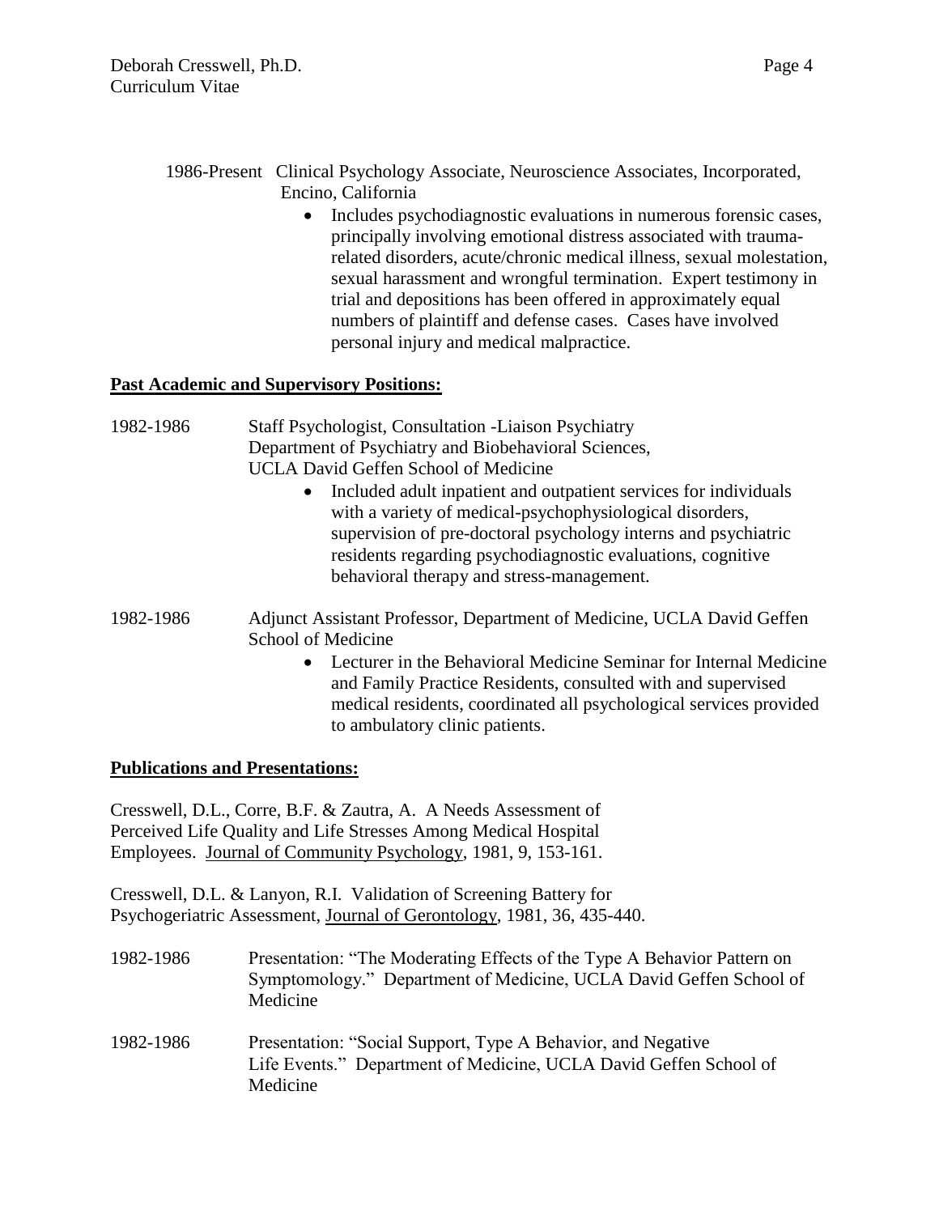1986-Present Clinical Psychology Associate, Neuroscience Associates, Incorporated, Encino, California

- Includes psychodiagnostic evaluations in numerous forensic cases, principally involving emotional distress associated with trauma-related disorders, acute/chronic medical illness, sexual molestation, sexual harassment and wrongful termination. Expert testimony in trial and depositions has been offered in approximately equal numbers of plaintiff and defense cases. Cases have involved personal injury and medical malpractice.

**Past Academic and Supervisory Positions:**

1982-1986 Staff Psychologist, Consultation -Liaison Psychiatry
Department of Psychiatry and Biobehavioral Sciences,
UCLA David Geffen School of Medicine

- Included adult inpatient and outpatient services for individuals with a variety of medical-psychophysiological disorders, supervision of pre-doctoral psychology interns and psychiatric residents regarding psychodiagnostic evaluations, cognitive behavioral therapy and stress-management.

1982-1986 Adjunct Assistant Professor, Department of Medicine, UCLA David Geffen School of Medicine

- Lecturer in the Behavioral Medicine Seminar for Internal Medicine and Family Practice Residents, consulted with and supervised medical residents, coordinated all psychological services provided to ambulatory clinic patients.

**Publications and Presentations:**

Cresswell, D.L., Corre, B.F. & Zautra, A. A Needs Assessment of Perceived Life Quality and Life Stresses Among Medical Hospital Employees. Journal of Community Psychology, 1981, 9, 153-161.

Cresswell, D.L. & Lanyon, R.I. Validation of Screening Battery for Psychogeriatric Assessment, Journal of Gerontology, 1981, 36, 435-440.

1982-1986 Presentation: "The Moderating Effects of the Type A Behavior Pattern on Symptomology." Department of Medicine, UCLA David Geffen School of Medicine

1982-1986 Presentation: "Social Support, Type A Behavior, and Negative Life Events." Department of Medicine, UCLA David Geffen School of Medicine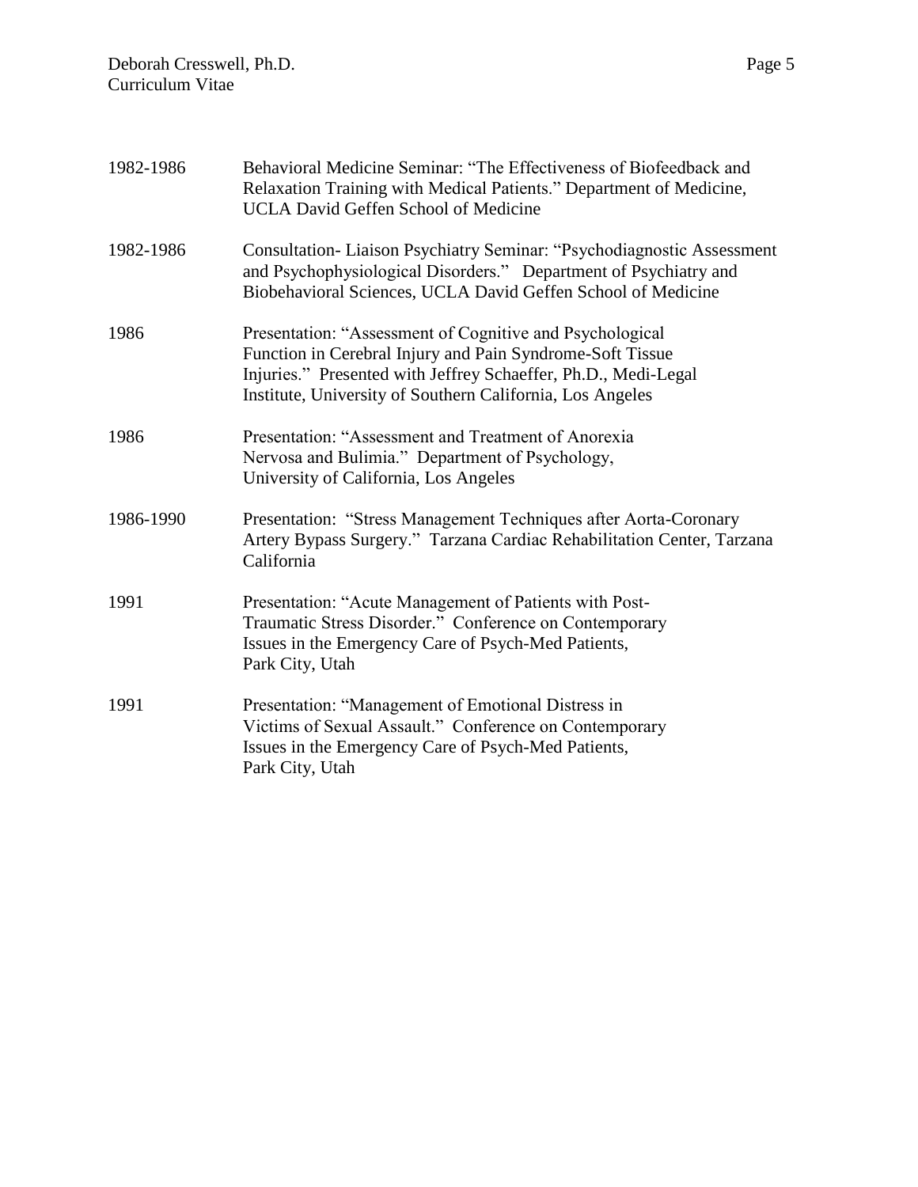1982-1986 Behavioral Medicine Seminar: "The Effectiveness of Biofeedback and Relaxation Training with Medical Patients." Department of Medicine, UCLA David Geffen School of Medicine

1982-1986 Consultation- Liaison Psychiatry Seminar: "Psychodiagnostic Assessment and Psychophysiological Disorders." Department of Psychiatry and Biobehavioral Sciences, UCLA David Geffen School of Medicine

1986 Presentation: "Assessment of Cognitive and Psychological Function in Cerebral Injury and Pain Syndrome-Soft Tissue Injuries." Presented with Jeffrey Schaeffer, Ph.D., Medi-Legal Institute, University of Southern California, Los Angeles

1986 Presentation: "Assessment and Treatment of Anorexia Nervosa and Bulimia." Department of Psychology, University of California, Los Angeles

1986-1990 Presentation: "Stress Management Techniques after Aorta-Coronary Artery Bypass Surgery." Tarzana Cardiac Rehabilitation Center, Tarzana California

1991 Presentation: "Acute Management of Patients with Post-Traumatic Stress Disorder." Conference on Contemporary Issues in the Emergency Care of Psych-Med Patients, Park City, Utah

1991 Presentation: "Management of Emotional Distress in Victims of Sexual Assault." Conference on Contemporary Issues in the Emergency Care of Psych-Med Patients, Park City, Utah